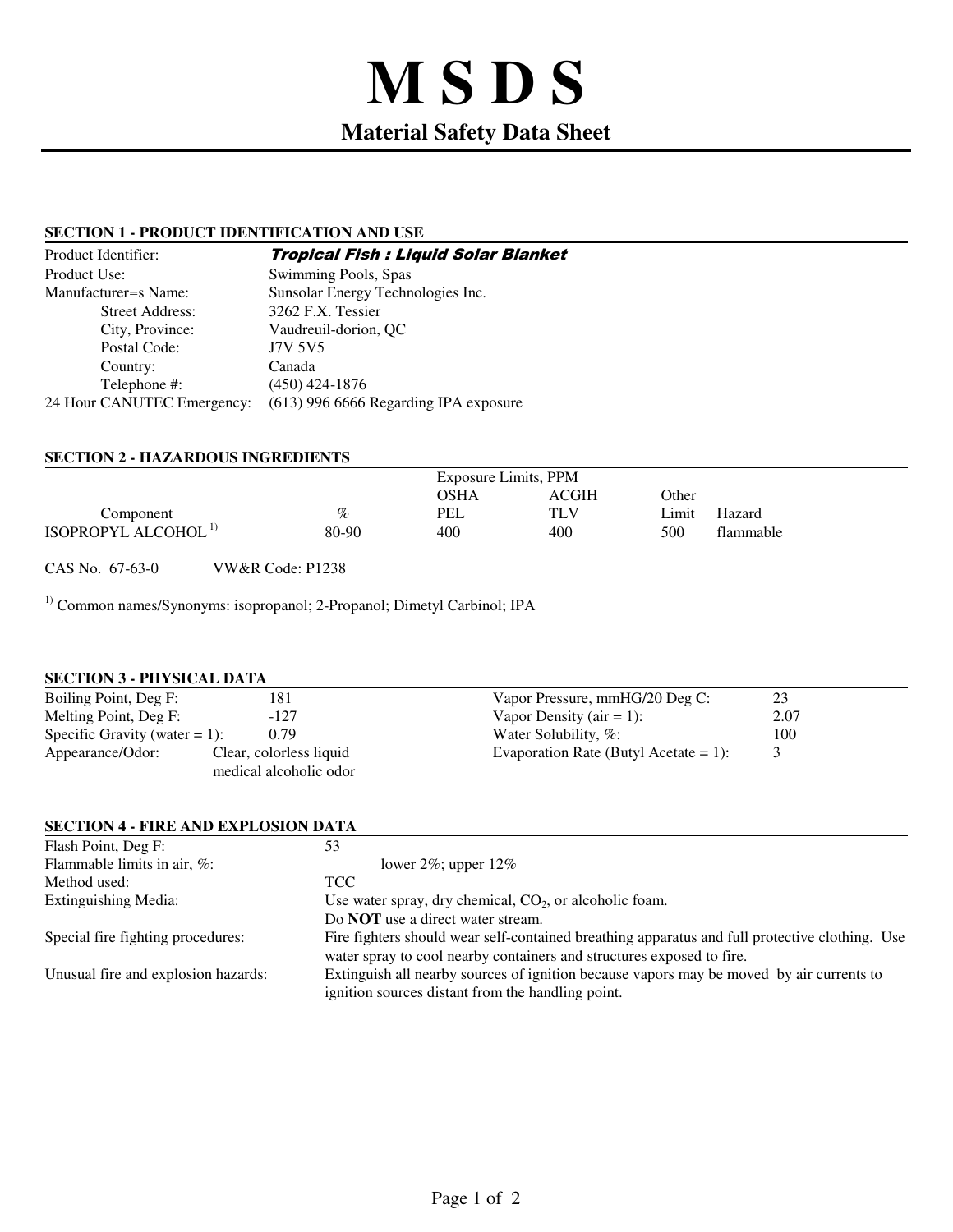# M S D S

## Material Safety Data Sheet

### SECTION 1 - PRODUCT IDENTIFICATION AND USE

| | |
|---|---|
| Product Identifier: | ***Tropical Fish : Liquid Solar Blanket*** |
| Product Use: | Swimming Pools, Spas |
| Manufacturer=s Name: | Sunsolar Energy Technologies Inc. |
| Street Address: | 3262 F.X. Tessier |
| City, Province: | Vaudreuil-dorion, QC |
| Postal Code: | J7V 5V5 |
| Country: | Canada |
| Telephone #: | (450) 424-1876 |
| 24 Hour CANUTEC Emergency: | (613) 996 6666 Regarding IPA exposure |

### SECTION 2 - HAZARDOUS INGREDIENTS

| | | Exposure Limits, PPM | | | |
|---|---|---|---|---|---|
| | | OSHA | ACGIH | Other | |
| Component | % | PEL | TLV | Limit | Hazard |
| ISOPROPYL ALCOHOL [1)] | 80-90 | 400 | 400 | 500 | flammable |

CAS No. 67-63-0 VW&R Code: P1238

[1)] Common names/Synonyms: isopropanol; 2-Propanol; Dimetyl Carbinol; IPA

### SECTION 3 - PHYSICAL DATA

| | | | |
|---|---|---|---|
| Boiling Point, Deg F: | 181 | Vapor Pressure, mmHG/20 Deg C: | 23 |
| Melting Point, Deg F: | -127 | Vapor Density (air = 1): | 2.07 |
| Specific Gravity (water = 1): | 0.79 | Water Solubility, %: | 100 |
| Appearance/Odor: | Clear, colorless liquid medical alcoholic odor | Evaporation Rate (Butyl Acetate = 1): | 3 |

### SECTION 4 - FIRE AND EXPLOSION DATA

| | |
|---|---|
| Flash Point, Deg F: | 53 |
| Flammable limits in air, %: | lower 2%; upper 12% |
| Method used: | TCC |
| Extinguishing Media: | Use water spray, dry chemical, $CO_2$, or alcoholic foam. Do **NOT** use a direct water stream. |
| Special fire fighting procedures: | Fire fighters should wear self-contained breathing apparatus and full protective clothing. Use water spray to cool nearby containers and structures exposed to fire. |
| Unusual fire and explosion hazards: | Extinguish all nearby sources of ignition because vapors may be moved by air currents to ignition sources distant from the handling point. |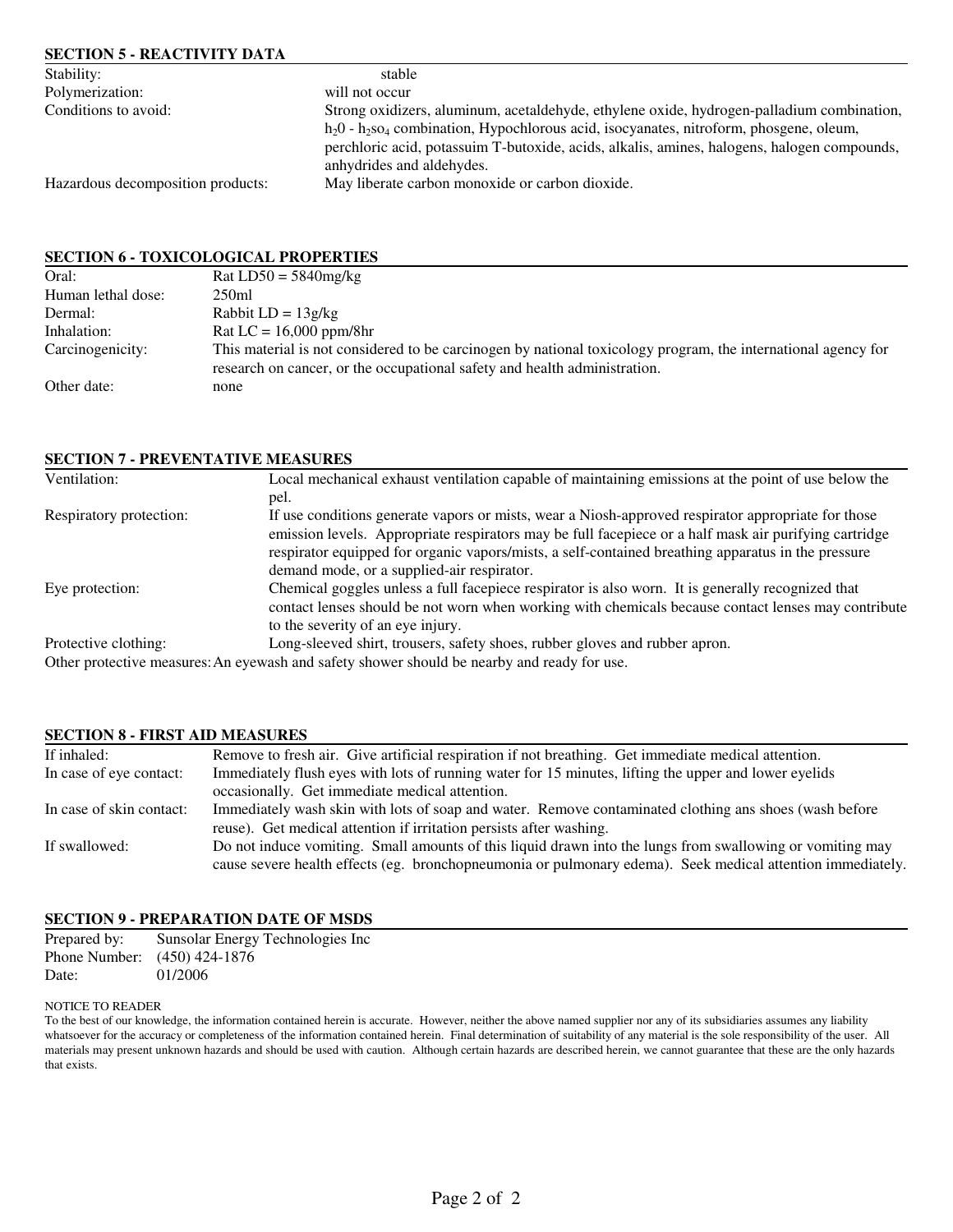## SECTION 5 - REACTIVITY DATA

| | |
|---|---|
| Stability: | stable |
| Polymerization: | will not occur |
| Conditions to avoid: | Strong oxidizers, aluminum, acetaldehyde, ethylene oxide, hydrogen-palladium combination, $h_20$ - $h_2so_4$ combination, Hypochlorous acid, isocyanates, nitroform, phosgene, oleum, perchloric acid, potassuim T-butoxide, acids, alkalis, amines, halogens, halogen compounds, anhydrides and aldehydes. |
| Hazardous decomposition products: | May liberate carbon monoxide or carbon dioxide. |

## SECTION 6 - TOXICOLOGICAL PROPERTIES

| | |
|---|---|
| Oral: | Rat LD50 = 5840mg/kg |
| Human lethal dose: | 250ml |
| Dermal: | Rabbit LD = 13g/kg |
| Inhalation: | Rat LC = 16,000 ppm/8hr |
| Carcinogenicity: | This material is not considered to be carcinogen by national toxicology program, the international agency for research on cancer, or the occupational safety and health administration. |
| Other date: | none |

## SECTION 7 - PREVENTATIVE MEASURES

| | |
|---|---|
| Ventilation: | Local mechanical exhaust ventilation capable of maintaining emissions at the point of use below the pel. |
| Respiratory protection: | If use conditions generate vapors or mists, wear a Niosh-approved respirator appropriate for those emission levels. Appropriate respirators may be full facepiece or a half mask air purifying cartridge respirator equipped for organic vapors/mists, a self-contained breathing apparatus in the pressure demand mode, or a supplied-air respirator. |
| Eye protection: | Chemical goggles unless a full facepiece respirator is also worn. It is generally recognized that contact lenses should be not worn when working with chemicals because contact lenses may contribute to the severity of an eye injury. |
| Protective clothing: | Long-sleeved shirt, trousers, safety shoes, rubber gloves and rubber apron. |

Other protective measures: An eyewash and safety shower should be nearby and ready for use.

## SECTION 8 - FIRST AID MEASURES

| | |
|---|---|
| If inhaled: | Remove to fresh air. Give artificial respiration if not breathing. Get immediate medical attention. |
| In case of eye contact: | Immediately flush eyes with lots of running water for 15 minutes, lifting the upper and lower eyelids occasionally. Get immediate medical attention. |
| In case of skin contact: | Immediately wash skin with lots of soap and water. Remove contaminated clothing ans shoes (wash before reuse). Get medical attention if irritation persists after washing. |
| If swallowed: | Do not induce vomiting. Small amounts of this liquid drawn into the lungs from swallowing or vomiting may cause severe health effects (eg. bronchopneumonia or pulmonary edema). Seek medical attention immediately. |

## SECTION 9 - PREPARATION DATE OF MSDS

| | |
|---|---|
| Prepared by: | Sunsolar Energy Technologies Inc |
| Phone Number: | (450) 424-1876 |
| Date: | 01/2006 |

NOTICE TO READER

To the best of our knowledge, the information contained herein is accurate. However, neither the above named supplier nor any of its subsidiaries assumes any liability whatsoever for the accuracy or completeness of the information contained herein. Final determination of suitability of any material is the sole responsibility of the user. All materials may present unknown hazards and should be used with caution. Although certain hazards are described herein, we cannot guarantee that these are the only hazards that exists.